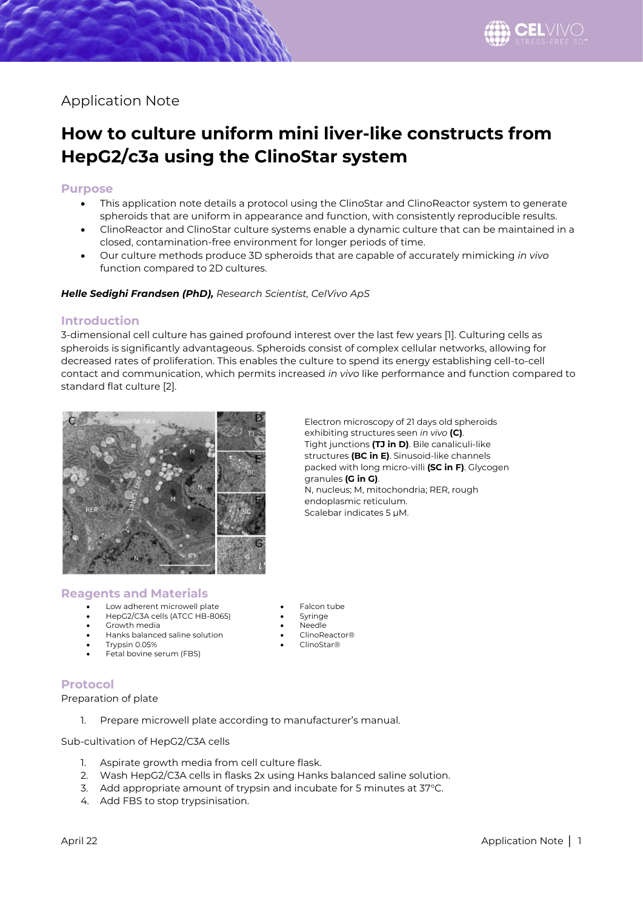Application Note

# How to culture uniform mini liver-like constructs from HepG2/c3a using the ClinoStar system

## Purpose

- This application note details a protocol using the ClinoStar and ClinoReactor system to generate spheroids that are uniform in appearance and function, with consistently reproducible results.
- ClinoReactor and ClinoStar culture systems enable a dynamic culture that can be maintained in a closed, contamination-free environment for longer periods of time.
- Our culture methods produce 3D spheroids that are capable of accurately mimicking *in vivo* function compared to 2D cultures.

***Helle Sedighi Frandsen (PhD),*** *Research Scientist, CelVivo ApS*

## Introduction

3-dimensional cell culture has gained profound interest over the last few years [1]. Culturing cells as spheroids is significantly advantageous. Spheroids consist of complex cellular networks, allowing for decreased rates of proliferation. This enables the culture to spend its energy establishing cell-to-cell contact and communication, which permits increased *in vivo* like performance and function compared to standard flat culture [2].

Electron microscopy of 21 days old spheroids exhibiting structures seen *in vivo* **(C)**. Tight junctions **(TJ in D)**. Bile canaliculi-like structures **(BC in E)**. Sinusoid-like channels packed with long micro-villi **(SC in F)**. Glycogen granules **(G in G)**. N, nucleus; M, mitochondria; RER, rough endoplasmic reticulum. Scalebar indicates 5 μM.

## Reagents and Materials

- Low adherent microwell plate
- HepG2/C3A cells (ATCC HB-8065)
- Growth media
- Hanks balanced saline solution
- Trypsin 0.05%
- Fetal bovine serum (FBS)
- Falcon tube
- Syringe
- Needle
- ClinoReactor®
- ClinoStar®

## Protocol

Preparation of plate

1. Prepare microwell plate according to manufacturer's manual.

Sub-cultivation of HepG2/C3A cells

1. Aspirate growth media from cell culture flask.
2. Wash HepG2/C3A cells in flasks 2x using Hanks balanced saline solution.
3. Add appropriate amount of trypsin and incubate for 5 minutes at 37°C.
4. Add FBS to stop trypsinisation.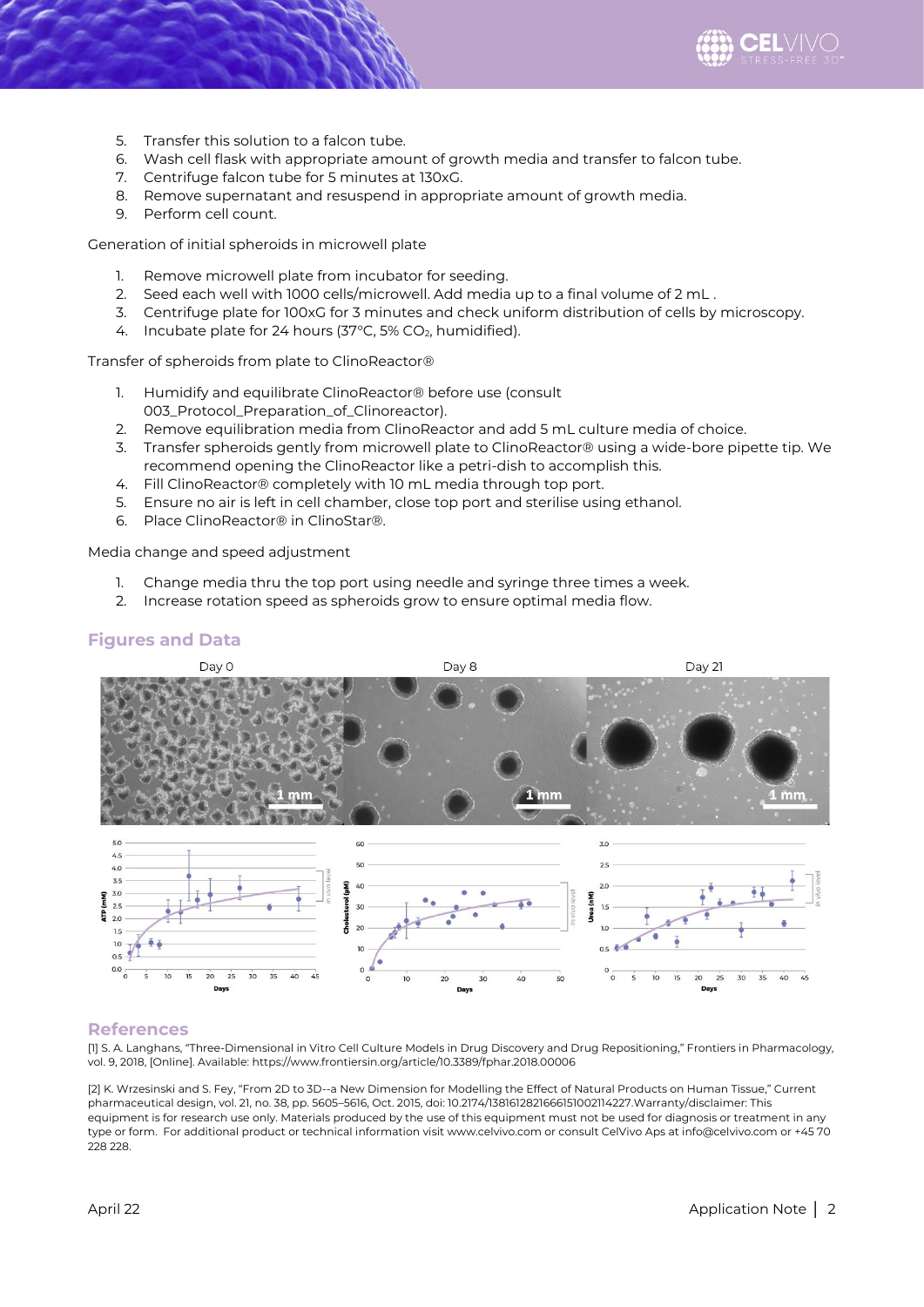5. Transfer this solution to a falcon tube.
6. Wash cell flask with appropriate amount of growth media and transfer to falcon tube.
7. Centrifuge falcon tube for 5 minutes at 130xG.
8. Remove supernatant and resuspend in appropriate amount of growth media.
9. Perform cell count.

Generation of initial spheroids in microwell plate

1. Remove microwell plate from incubator for seeding.
2. Seed each well with 1000 cells/microwell. Add media up to a final volume of 2 mL .
3. Centrifuge plate for 100xG for 3 minutes and check uniform distribution of cells by microscopy.
4. Incubate plate for 24 hours (37°C, 5% $CO_2$, humidified).

Transfer of spheroids from plate to ClinoReactor®

1. Humidify and equilibrate ClinoReactor® before use (consult 003_Protocol_Preparation_of_Clinoreactor).
2. Remove equilibration media from ClinoReactor and add 5 mL culture media of choice.
3. Transfer spheroids gently from microwell plate to ClinoReactor® using a wide-bore pipette tip. We recommend opening the ClinoReactor like a petri-dish to accomplish this.
4. Fill ClinoReactor® completely with 10 mL media through top port.
5. Ensure no air is left in cell chamber, close top port and sterilise using ethanol.
6. Place ClinoReactor® in ClinoStar®.

Media change and speed adjustment

1. Change media thru the top port using needle and syringe three times a week.
2. Increase rotation speed as spheroids grow to ensure optimal media flow.

## Figures and Data

Day 0
1 mm

Day 8
1 mm

Day 21
1 mm

ATP (mM)
0.0 0.5 1.0 1.5 2.0 2.5 3.0 3.5 4.0 4.5 5.0
0 5 10 15 20 25 30 35 40 45
Days
in vivo level

Cholesterol (µM)
0 10 20 30 40 50 60
0 10 20 30 40 50
Days
in vivo level

Urea (mM)
0 0.5 1.0 1.5 2.0 2.5 3.0
0 5 10 15 20 25 30 35 40 45
Days
in vivo level

## References

[1] S. A. Langhans, "Three-Dimensional in Vitro Cell Culture Models in Drug Discovery and Drug Repositioning," Frontiers in Pharmacology, vol. 9, 2018, [Online]. Available: https://www.frontiersin.org/article/10.3389/fphar.2018.00006

[2] K. Wrzesinski and S. Fey, "From 2D to 3D--a New Dimension for Modelling the Effect of Natural Products on Human Tissue," Current pharmaceutical design, vol. 21, no. 38, pp. 5605–5616, Oct. 2015, doi: 10.2174/1381612821666151002114227.Warranty/disclaimer: This equipment is for research use only. Materials produced by the use of this equipment must not be used for diagnosis or treatment in any type or form. For additional product or technical information visit www.celvivo.com or consult CelVivo Aps at info@celvivo.com or +45 70 228 228.

April 22 Application Note